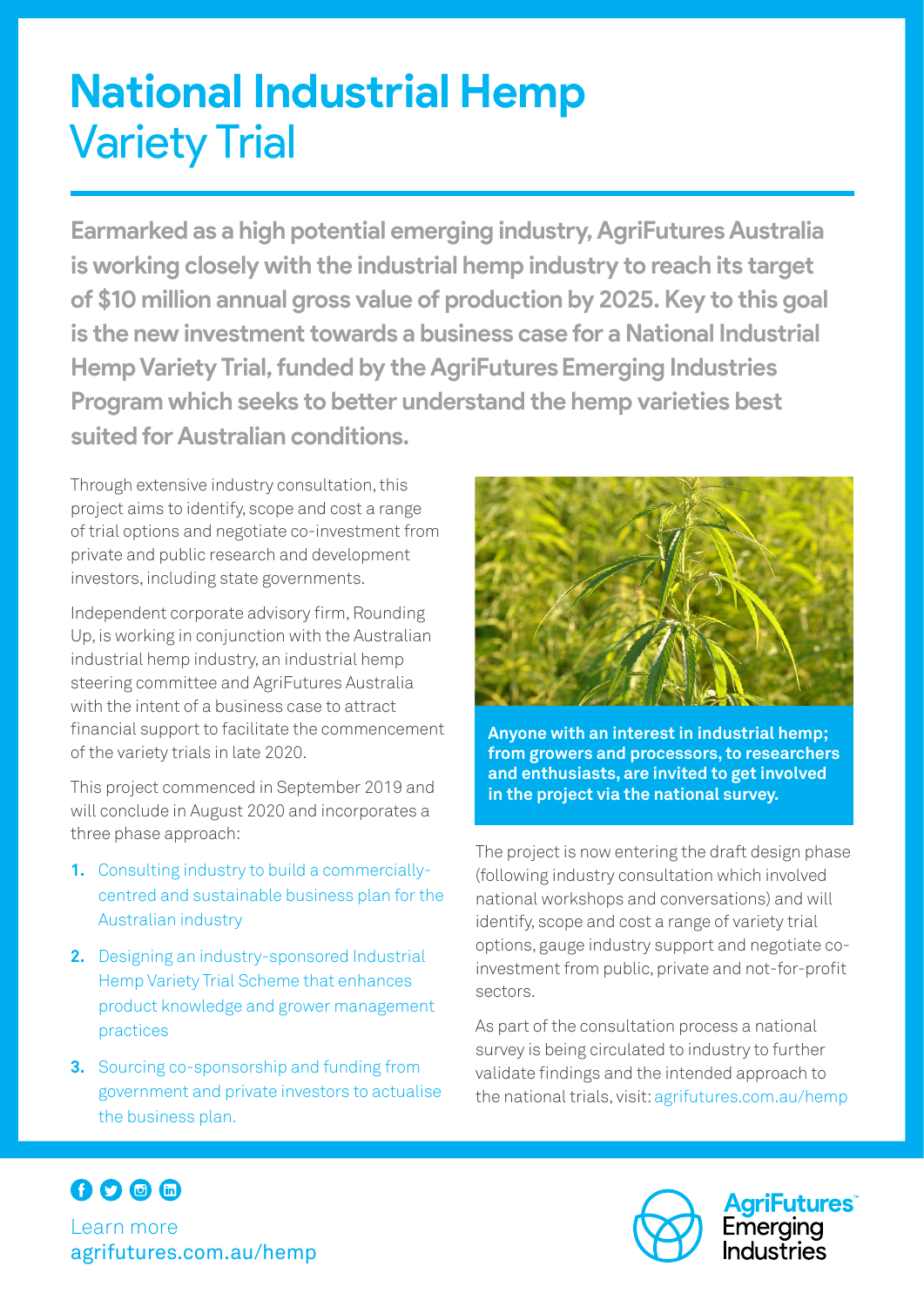# National Industrial Hemp Variety Trial

**Earmarked as a high potential emerging industry, AgriFutures Australia is working closely with the industrial hemp industry to reach its target of $10 million annual gross value of production by 2025. Key to this goal is the new investment towards a business case for a National Industrial Hemp Variety Trial, funded by the AgriFutures Emerging Industries Program which seeks to better understand the hemp varieties best suited for Australian conditions.**

Through extensive industry consultation, this project aims to identify, scope and cost a range of trial options and negotiate co-investment from private and public research and development investors, including state governments.

Independent corporate advisory firm, Rounding Up, is working in conjunction with the Australian industrial hemp industry, an industrial hemp steering committee and AgriFutures Australia with the intent of a business case to attract financial support to facilitate the commencement of the variety trials in late 2020.

This project commenced in September 2019 and will conclude in August 2020 and incorporates a three phase approach:

1. Consulting industry to build a commercially-centred and sustainable business plan for the Australian industry
2. Designing an industry-sponsored Industrial Hemp Variety Trial Scheme that enhances product knowledge and grower management practices
3. Sourcing co-sponsorship and funding from government and private investors to actualise the business plan.

**Anyone with an interest in industrial hemp; from growers and processors, to researchers and enthusiasts, are invited to get involved in the project via the national survey.**

The project is now entering the draft design phase (following industry consultation which involved national workshops and conversations) and will identify, scope and cost a range of variety trial options, gauge industry support and negotiate co-investment from public, private and not-for-profit sectors.

As part of the consultation process a national survey is being circulated to industry to further validate findings and the intended approach to the national trials, visit: agrifutures.com.au/hemp

Learn more
agrifutures.com.au/hemp

AgriFutures™ Emerging Industries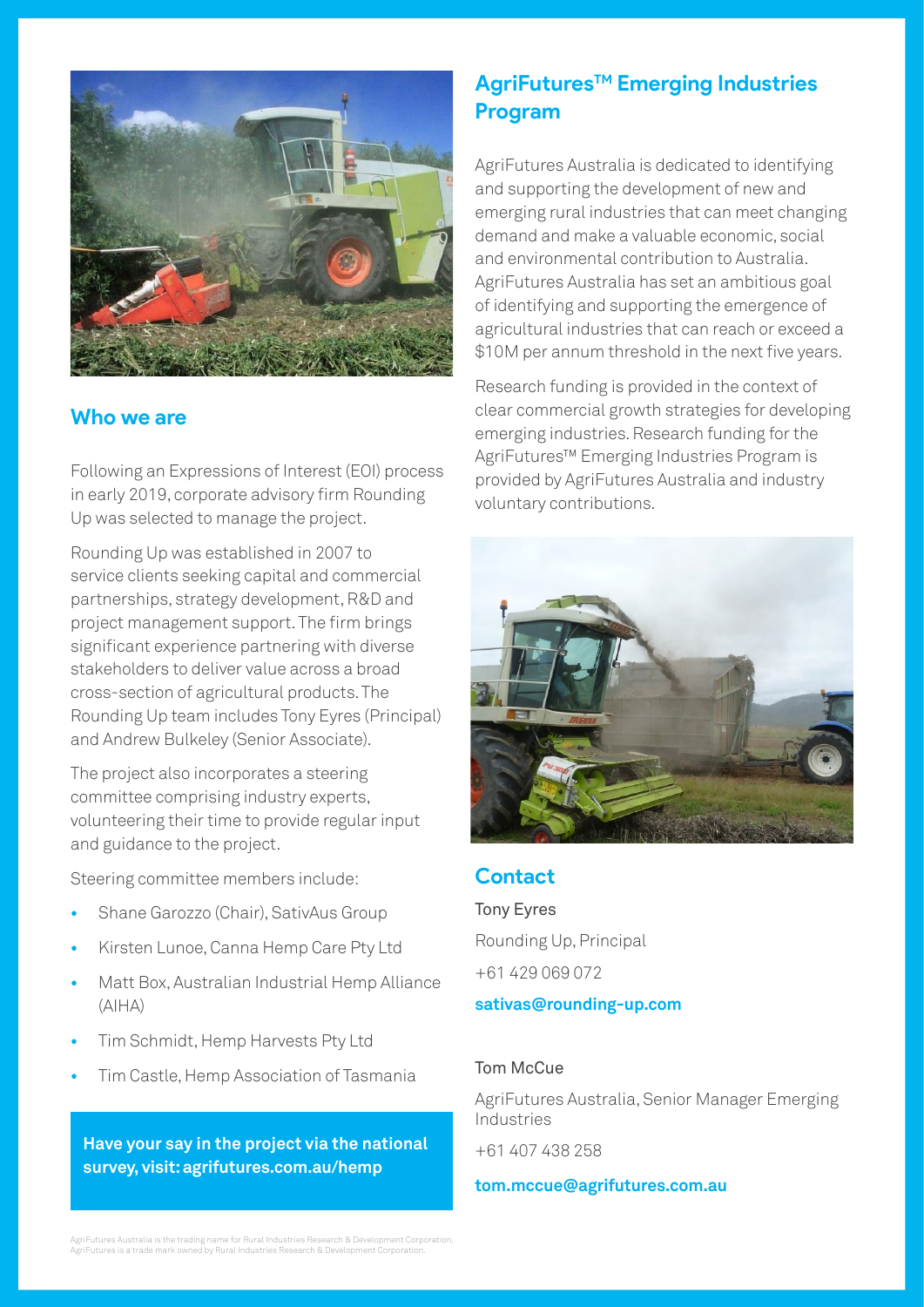## Who we are

Following an Expressions of Interest (EOI) process in early 2019, corporate advisory firm Rounding Up was selected to manage the project.

Rounding Up was established in 2007 to service clients seeking capital and commercial partnerships, strategy development, R&D and project management support. The firm brings significant experience partnering with diverse stakeholders to deliver value across a broad cross-section of agricultural products. The Rounding Up team includes Tony Eyres (Principal) and Andrew Bulkeley (Senior Associate).

The project also incorporates a steering committee comprising industry experts, volunteering their time to provide regular input and guidance to the project.

Steering committee members include:

- Shane Garozzo (Chair), SativAus Group
- Kirsten Lunoe, Canna Hemp Care Pty Ltd
- Matt Box, Australian Industrial Hemp Alliance (AIHA)
- Tim Schmidt, Hemp Harvests Pty Ltd
- Tim Castle, Hemp Association of Tasmania

**Have your say in the project via the national survey, visit: agrifutures.com.au/hemp**

## AgriFutures™ Emerging Industries Program

AgriFutures Australia is dedicated to identifying and supporting the development of new and emerging rural industries that can meet changing demand and make a valuable economic, social and environmental contribution to Australia. AgriFutures Australia has set an ambitious goal of identifying and supporting the emergence of agricultural industries that can reach or exceed a $10M per annum threshold in the next five years.

Research funding is provided in the context of clear commercial growth strategies for developing emerging industries. Research funding for the AgriFutures™ Emerging Industries Program is provided by AgriFutures Australia and industry voluntary contributions.

## Contact

Tony Eyres

Rounding Up, Principal

+61 429 069 072

**sativas@rounding-up.com**

Tom McCue

AgriFutures Australia, Senior Manager Emerging Industries

+61 407 438 258

**tom.mccue@agrifutures.com.au**

AgriFutures Australia is the trading name for Rural Industries Research & Development Corporation. AgriFutures is a trade mark owned by Rural Industries Research & Development Corporation.